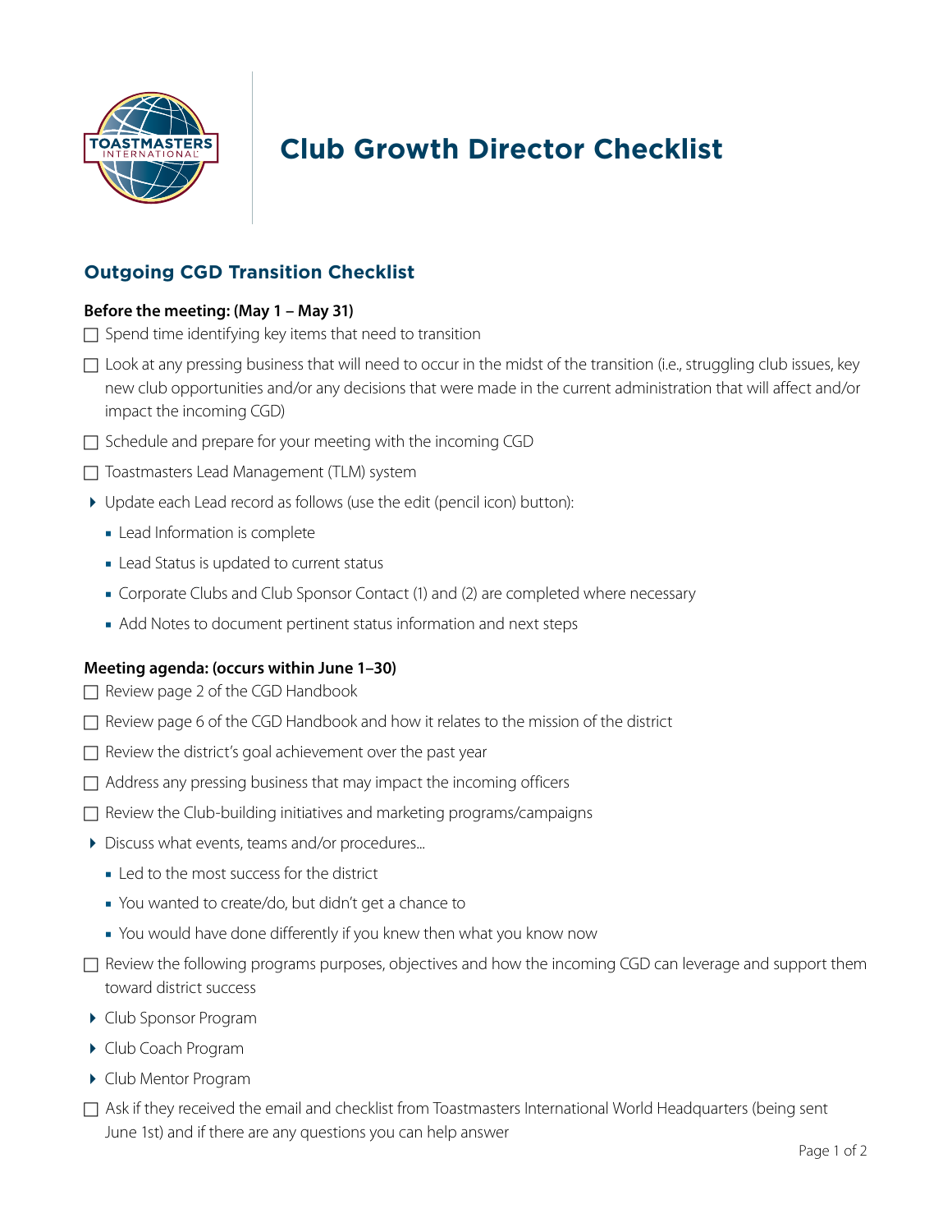# Club Growth Director Checklist

## Outgoing CGD Transition Checklist

**Before the meeting: (May 1 – May 31)**

- [ ] Spend time identifying key items that need to transition
- [ ] Look at any pressing business that will need to occur in the midst of the transition (i.e., struggling club issues, key new club opportunities and/or any decisions that were made in the current administration that will affect and/or impact the incoming CGD)
- [ ] Schedule and prepare for your meeting with the incoming CGD
- [ ] Toastmasters Lead Management (TLM) system
  - Update each Lead record as follows (use the edit (pencil icon) button):
    - Lead Information is complete
    - Lead Status is updated to current status
    - Corporate Clubs and Club Sponsor Contact (1) and (2) are completed where necessary
    - Add Notes to document pertinent status information and next steps

**Meeting agenda: (occurs within June 1–30)**

- [ ] Review page 2 of the CGD Handbook
- [ ] Review page 6 of the CGD Handbook and how it relates to the mission of the district
- [ ] Review the district's goal achievement over the past year
- [ ] Address any pressing business that may impact the incoming officers
- [ ] Review the Club-building initiatives and marketing programs/campaigns
  - Discuss what events, teams and/or procedures...
    - Led to the most success for the district
    - You wanted to create/do, but didn't get a chance to
    - You would have done differently if you knew then what you know now
- [ ] Review the following programs purposes, objectives and how the incoming CGD can leverage and support them toward district success
  - Club Sponsor Program
  - Club Coach Program
  - Club Mentor Program
- [ ] Ask if they received the email and checklist from Toastmasters International World Headquarters (being sent June 1st) and if there are any questions you can help answer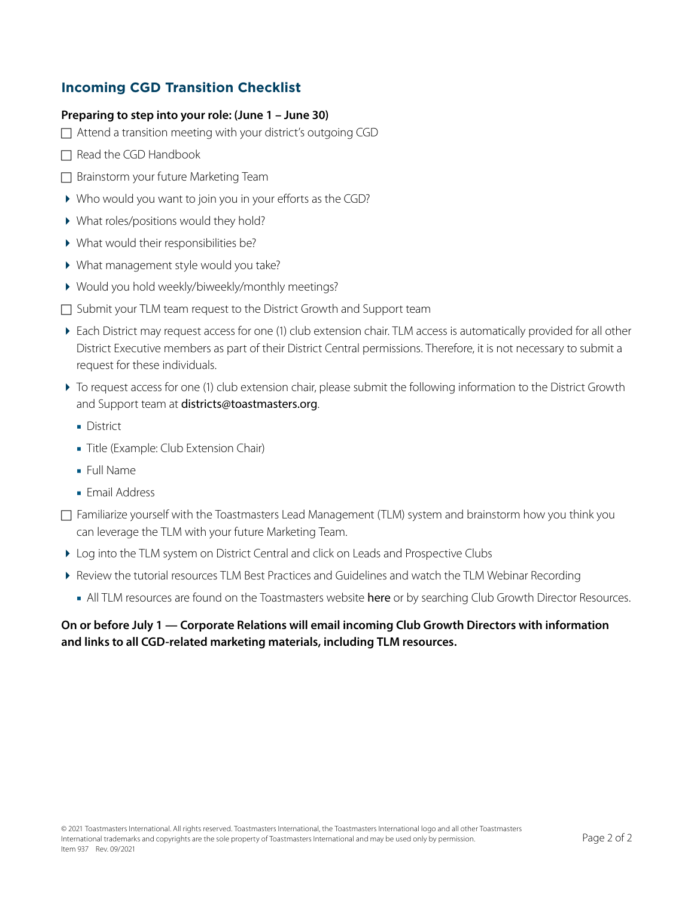## Incoming CGD Transition Checklist

**Preparing to step into your role: (June 1 – June 30)**

- [ ] Attend a transition meeting with your district's outgoing CGD
- [ ] Read the CGD Handbook
- [ ] Brainstorm your future Marketing Team
  - Who would you want to join you in your efforts as the CGD?
  - What roles/positions would they hold?
  - What would their responsibilities be?
  - What management style would you take?
  - Would you hold weekly/biweekly/monthly meetings?
- [ ] Submit your TLM team request to the District Growth and Support team
  - Each District may request access for one (1) club extension chair. TLM access is automatically provided for all other District Executive members as part of their District Central permissions. Therefore, it is not necessary to submit a request for these individuals.
  - To request access for one (1) club extension chair, please submit the following information to the District Growth and Support team at districts@toastmasters.org.
    - District
    - Title (Example: Club Extension Chair)
    - Full Name
    - Email Address
- [ ] Familiarize yourself with the Toastmasters Lead Management (TLM) system and brainstorm how you think you can leverage the TLM with your future Marketing Team.
  - Log into the TLM system on District Central and click on Leads and Prospective Clubs
  - Review the tutorial resources TLM Best Practices and Guidelines and watch the TLM Webinar Recording
    - All TLM resources are found on the Toastmasters website **here** or by searching Club Growth Director Resources.

**On or before July 1 — Corporate Relations will email incoming Club Growth Directors with information and links to all CGD-related marketing materials, including TLM resources.**

© 2021 Toastmasters International. All rights reserved. Toastmasters International, the Toastmasters International logo and all other Toastmasters International trademarks and copyrights are the sole property of Toastmasters International and may be used only by permission.
Item 937 Rev. 09/2021